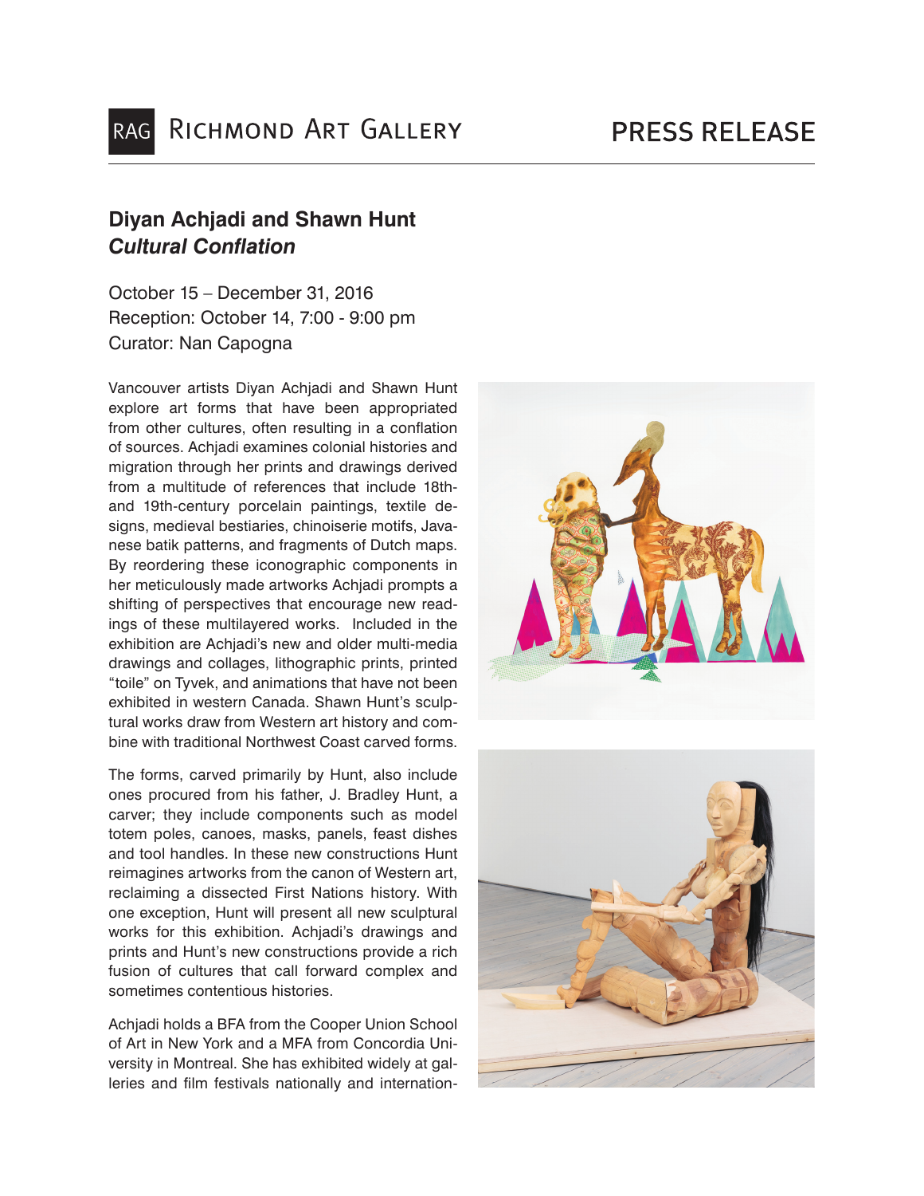RAG Richmond Art Gallery

# PRESS RELEASE

## Diyan Achjadi and Shawn Hunt
## *Cultural Conflation*

October 15 – December 31, 2016
Reception: October 14, 7:00 - 9:00 pm
Curator: Nan Capogna

Vancouver artists Diyan Achjadi and Shawn Hunt explore art forms that have been appropriated from other cultures, often resulting in a conflation of sources. Achjadi examines colonial histories and migration through her prints and drawings derived from a multitude of references that include 18th- and 19th-century porcelain paintings, textile designs, medieval bestiaries, chinoiserie motifs, Javanese batik patterns, and fragments of Dutch maps. By reordering these iconographic components in her meticulously made artworks Achjadi prompts a shifting of perspectives that encourage new readings of these multilayered works. Included in the exhibition are Achjadi's new and older multi-media drawings and collages, lithographic prints, printed "toile" on Tyvek, and animations that have not been exhibited in western Canada. Shawn Hunt's sculptural works draw from Western art history and combine with traditional Northwest Coast carved forms.

The forms, carved primarily by Hunt, also include ones procured from his father, J. Bradley Hunt, a carver; they include components such as model totem poles, canoes, masks, panels, feast dishes and tool handles. In these new constructions Hunt reimagines artworks from the canon of Western art, reclaiming a dissected First Nations history. With one exception, Hunt will present all new sculptural works for this exhibition. Achjadi's drawings and prints and Hunt's new constructions provide a rich fusion of cultures that call forward complex and sometimes contentious histories.

Achjadi holds a BFA from the Cooper Union School of Art in New York and a MFA from Concordia University in Montreal. She has exhibited widely at galleries and film festivals nationally and internation-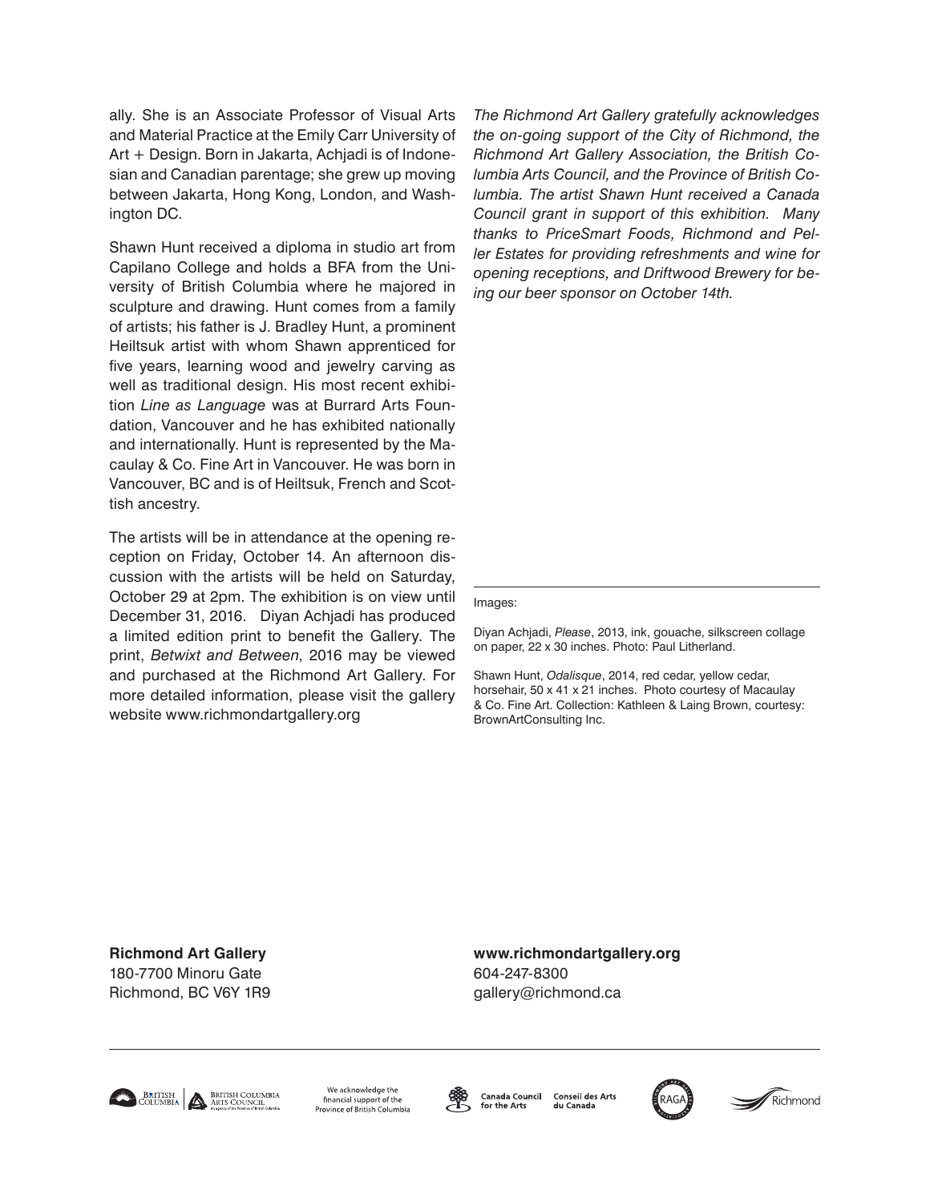ally. She is an Associate Professor of Visual Arts and Material Practice at the Emily Carr University of Art + Design. Born in Jakarta, Achjadi is of Indonesian and Canadian parentage; she grew up moving between Jakarta, Hong Kong, London, and Washington DC.

Shawn Hunt received a diploma in studio art from Capilano College and holds a BFA from the University of British Columbia where he majored in sculpture and drawing. Hunt comes from a family of artists; his father is J. Bradley Hunt, a prominent Heiltsuk artist with whom Shawn apprenticed for five years, learning wood and jewelry carving as well as traditional design. His most recent exhibition *Line as Language* was at Burrard Arts Foundation, Vancouver and he has exhibited nationally and internationally. Hunt is represented by the Macaulay & Co. Fine Art in Vancouver. He was born in Vancouver, BC and is of Heiltsuk, French and Scottish ancestry.

The artists will be in attendance at the opening reception on Friday, October 14. An afternoon discussion with the artists will be held on Saturday, October 29 at 2pm. The exhibition is on view until December 31, 2016. Diyan Achjadi has produced a limited edition print to benefit the Gallery. The print, *Betwixt and Between*, 2016 may be viewed and purchased at the Richmond Art Gallery. For more detailed information, please visit the gallery website www.richmondartgallery.org

*The Richmond Art Gallery gratefully acknowledges the on-going support of the City of Richmond, the Richmond Art Gallery Association, the British Columbia Arts Council, and the Province of British Columbia. The artist Shawn Hunt received a Canada Council grant in support of this exhibition. Many thanks to PriceSmart Foods, Richmond and Peller Estates for providing refreshments and wine for opening receptions, and Driftwood Brewery for being our beer sponsor on October 14th.*

---

Images:

Diyan Achjadi, *Please*, 2013, ink, gouache, silkscreen collage on paper, 22 x 30 inches. Photo: Paul Litherland.

Shawn Hunt, *Odalisque*, 2014, red cedar, yellow cedar, horsehair, 50 x 41 x 21 inches. Photo courtesy of Macaulay & Co. Fine Art. Collection: Kathleen & Laing Brown, courtesy: BrownArtConsulting Inc.

**Richmond Art Gallery**
180-7700 Minoru Gate
Richmond, BC V6Y 1R9

**www.richmondartgallery.org**
604-247-8300
gallery@richmond.ca

---

British Columbia | British Columbia Arts Council

We acknowledge the financial support of the Province of British Columbia

Canada Council for the Arts | Conseil des Arts du Canada

RAGA

Richmond